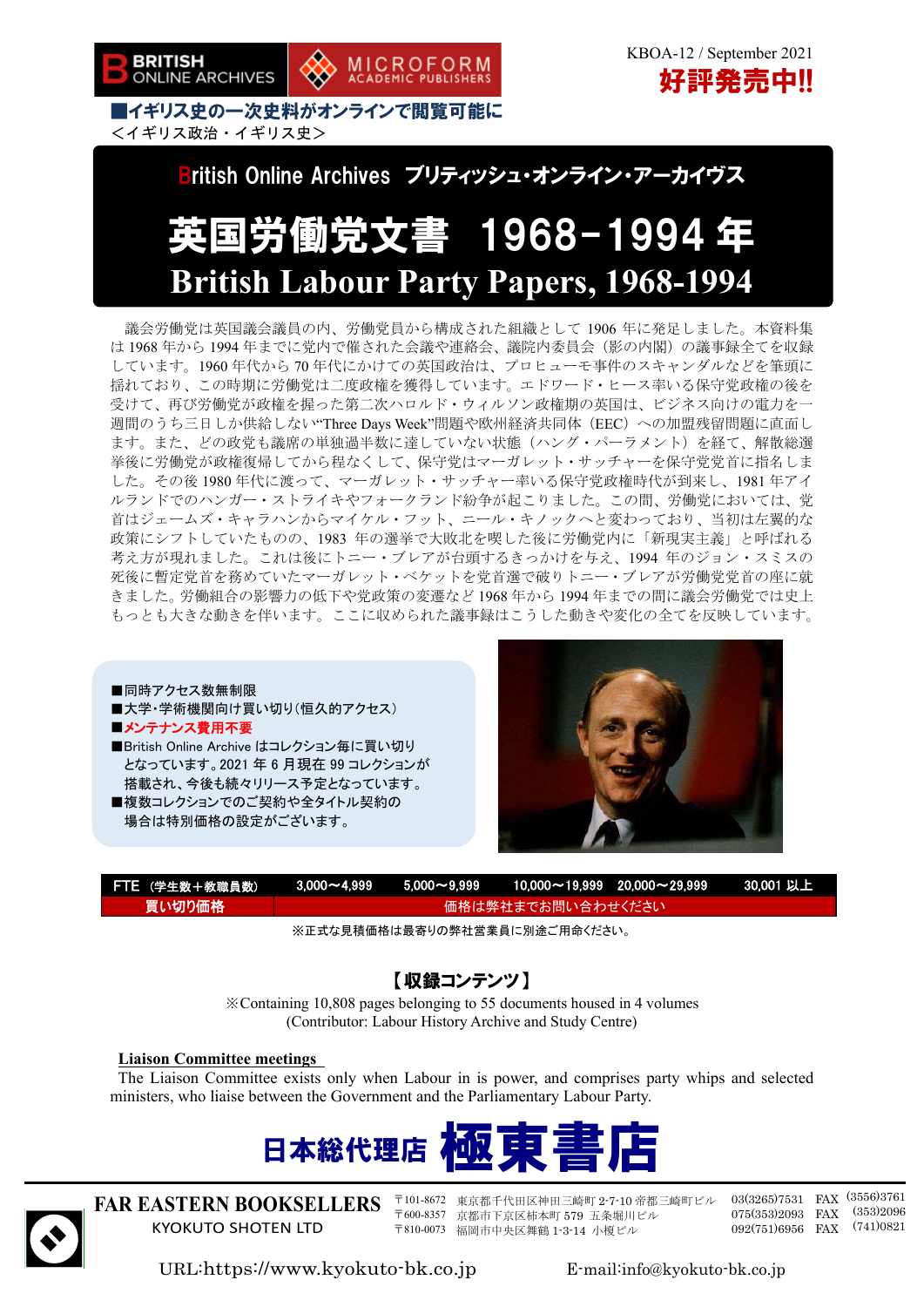BRITISH ONLINE ARCHIVES　MICROFORM ACADEMIC PUBLISHERS

KBOA-12 / September 2021

**好評発売中!!**

**■イギリス史の一次史料がオンラインで閲覧可能に**

＜イギリス政治・イギリス史＞

## British Online Archives ブリティッシュ・オンライン・アーカイヴス

# 英国労働党文書 1968-1994 年
# British Labour Party Papers, 1968-1994

議会労働党は英国議会議員の内、労働党員から構成された組織として 1906 年に発足しました。本資料集は 1968 年から 1994 年までに党内で催された会議や連絡会、議院内委員会（影の内閣）の議事録全てを収録しています。1960 年代から 70 年代にかけての英国政治は、プロヒューモ事件のスキャンダルなどを筆頭に揺れており、この時期に労働党は二度政権を獲得しています。エドワード・ヒース率いる保守党政権の後を受けて、再び労働党が政権を握った第二次ハロルド・ウィルソン政権期の英国は、ビジネス向けの電力を一週間のうち三日しか供給しない“Three Days Week”問題や欧州経済共同体（EEC）への加盟残留問題に直面します。また、どの政党も議席の単独過半数に達していない状態（ハング・パーラメント）を経て、解散総選挙後に労働党が政権復帰してから程なくして、保守党はマーガレット・サッチャーを保守党党首に指名しました。その後 1980 年代に渡って、マーガレット・サッチャー率いる保守党政権時代が到来し、1981 年アイルランドでのハンガー・ストライキやフォークランド紛争が起こりました。この間、労働党においては、党首はジェームズ・キャラハンからマイケル・フット、ニール・キノックへと変わっており、当初は左翼的な政策にシフトしていたものの、1983 年の選挙で大敗北を喫した後に労働党内に「新現実主義」と呼ばれる考え方が現れました。これは後にトニー・ブレアが台頭するきっかけを与え、1994 年のジョン・スミスの死後に暫定党首を務めていたマーガレット・ベケットを党首選で破りトニー・ブレアが労働党党首の座に就きました。労働組合の影響力の低下や党政策の変遷など 1968 年から 1994 年までの間に議会労働党では史上もっとも大きな動きを伴います。ここに収められた議事録はこうした動きや変化の全てを反映しています。

- ■同時アクセス数無制限
- ■大学・学術機関向け買い切り(恒久的アクセス)
- ■メンテナンス費用不要
- ■British Online Archive はコレクション毎に買い切りとなっています。2021 年 6 月現在 99 コレクションが搭載され、今後も続々リリース予定となっています。
- ■複数コレクションでのご契約や全タイトル契約の場合は特別価格の設定がございます。

| FTE（学生数＋教職員数） | 3,000～4,999 | 5,000～9,999 | 10,000～19,999 | 20,000～29,999 | 30,001 以上 |
|---|---|---|---|---|---|
| 買い切り価格 | 価格は弊社までお問い合わせください | | | | |

※正式な見積価格は最寄りの弊社営業員に別途ご用命ください。

## 【収録コンテンツ】

※Containing 10,808 pages belonging to 55 documents housed in 4 volumes
(Contributor: Labour History Archive and Study Centre)

**Liaison Committee meetings**

The Liaison Committee exists only when Labour in is power, and comprises party whips and selected ministers, who liaise between the Government and the Parliamentary Labour Party.

**日本総代理店 極東書店**

FAR EASTERN BOOKSELLERS
KYOKUTO SHOTEN LTD

〒101-8672 東京都千代田区神田三崎町 2-7-10 帝都三崎町ビル 03(3265)7531 FAX (3556)3761
〒600-8357 京都市下京区柿本町 579 五条堀川ビル 075(353)2093 FAX (353)2096
〒810-0073 福岡市中央区舞鶴 1-3-14 小榎ビル 092(751)6956 FAX (741)0821

URL:https://www.kyokuto-bk.co.jp　E-mail:info@kyokuto-bk.co.jp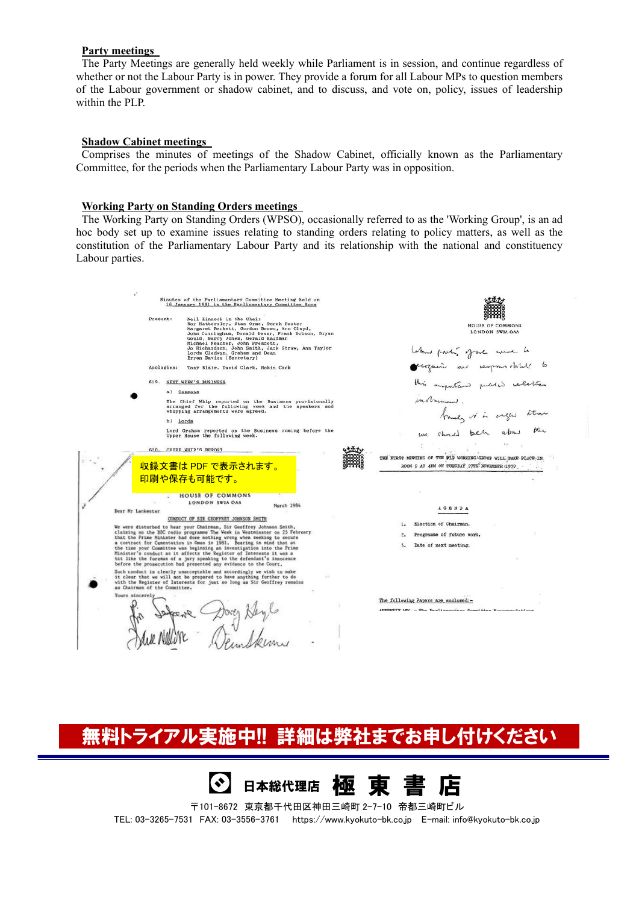**Party meetings**

The Party Meetings are generally held weekly while Parliament is in session, and continue regardless of whether or not the Labour Party is in power. They provide a forum for all Labour MPs to question members of the Labour government or shadow cabinet, and to discuss, and vote on, policy, issues of leadership within the PLP.

**Shadow Cabinet meetings**

Comprises the minutes of meetings of the Shadow Cabinet, officially known as the Parliamentary Committee, for the periods when the Parliamentary Labour Party was in opposition.

**Working Party on Standing Orders meetings**

The Working Party on Standing Orders (WPSO), occasionally referred to as the 'Working Group', is an ad hoc body set up to examine issues relating to standing orders relating to policy matters, as well as the constitution of the Parliamentary Labour Party and its relationship with the national and constituency Labour parties.

収録文書は PDF で表示されます。
印刷や保存も可能です。

**無料トライアル実施中!! 詳細は弊社までお申し付けください**

日本総代理店 **極 東 書 店**

〒101-8672 東京都千代田区神田三崎町 2-7-10 帝都三崎町ビル

TEL: 03-3265-7531 FAX: 03-3556-3761 https://www.kyokuto-bk.co.jp E-mail: info@kyokuto-bk.co.jp